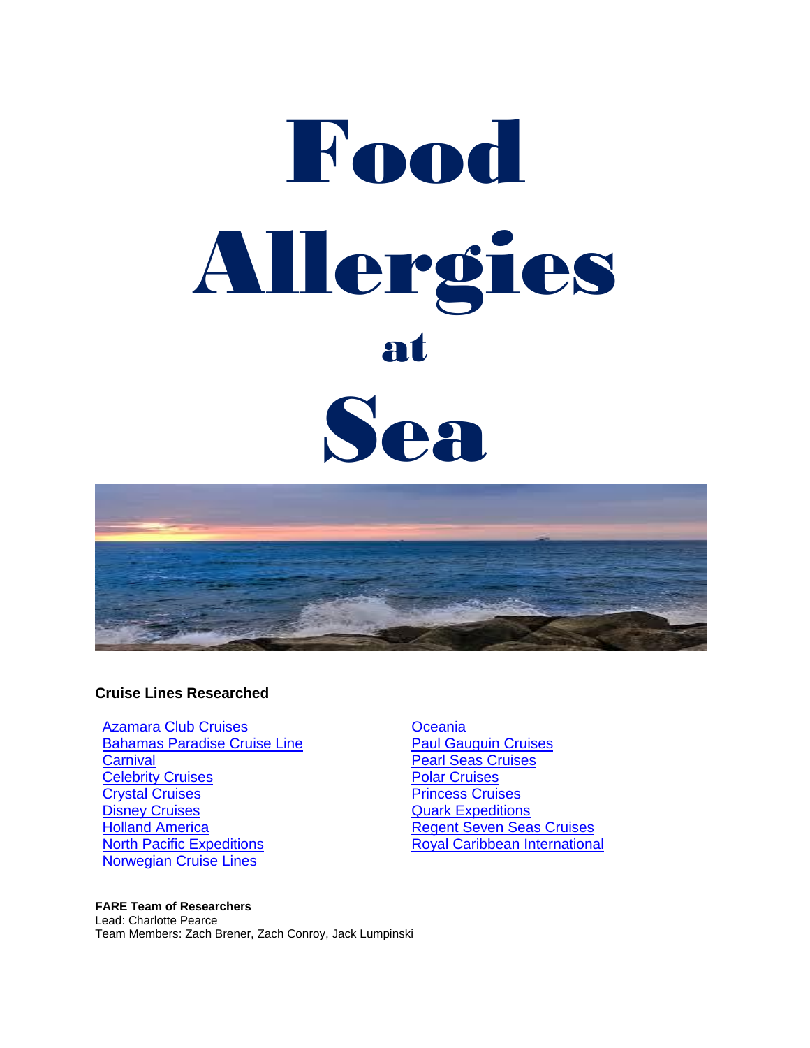# Food Allergies at Sea

**Cruise Lines Researched**

- Azamara Club Cruises
- Bahamas Paradise Cruise Line
- Carnival
- Celebrity Cruises
- Crystal Cruises
- Disney Cruises
- Holland America
- North Pacific Expeditions
- Norwegian Cruise Lines
- Oceania
- Paul Gauguin Cruises
- Pearl Seas Cruises
- Polar Cruises
- Princess Cruises
- Quark Expeditions
- Regent Seven Seas Cruises
- Royal Caribbean International

**FARE Team of Researchers**
Lead: Charlotte Pearce
Team Members: Zach Brener, Zach Conroy, Jack Lumpinski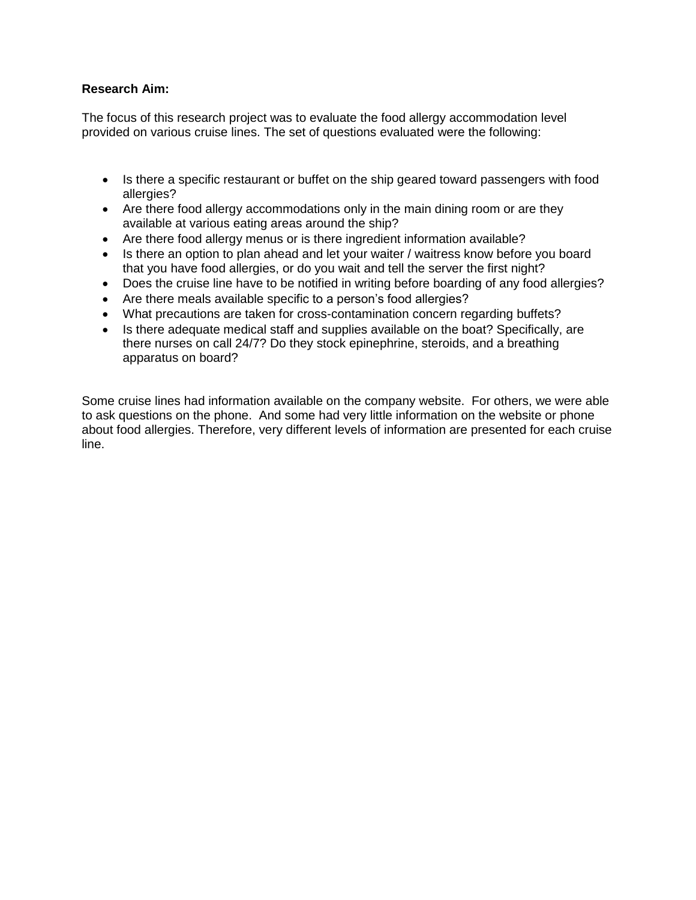**Research Aim:**

The focus of this research project was to evaluate the food allergy accommodation level provided on various cruise lines. The set of questions evaluated were the following:

- Is there a specific restaurant or buffet on the ship geared toward passengers with food allergies?
- Are there food allergy accommodations only in the main dining room or are they available at various eating areas around the ship?
- Are there food allergy menus or is there ingredient information available?
- Is there an option to plan ahead and let your waiter / waitress know before you board that you have food allergies, or do you wait and tell the server the first night?
- Does the cruise line have to be notified in writing before boarding of any food allergies?
- Are there meals available specific to a person's food allergies?
- What precautions are taken for cross-contamination concern regarding buffets?
- Is there adequate medical staff and supplies available on the boat? Specifically, are there nurses on call 24/7? Do they stock epinephrine, steroids, and a breathing apparatus on board?

Some cruise lines had information available on the company website. For others, we were able to ask questions on the phone. And some had very little information on the website or phone about food allergies. Therefore, very different levels of information are presented for each cruise line.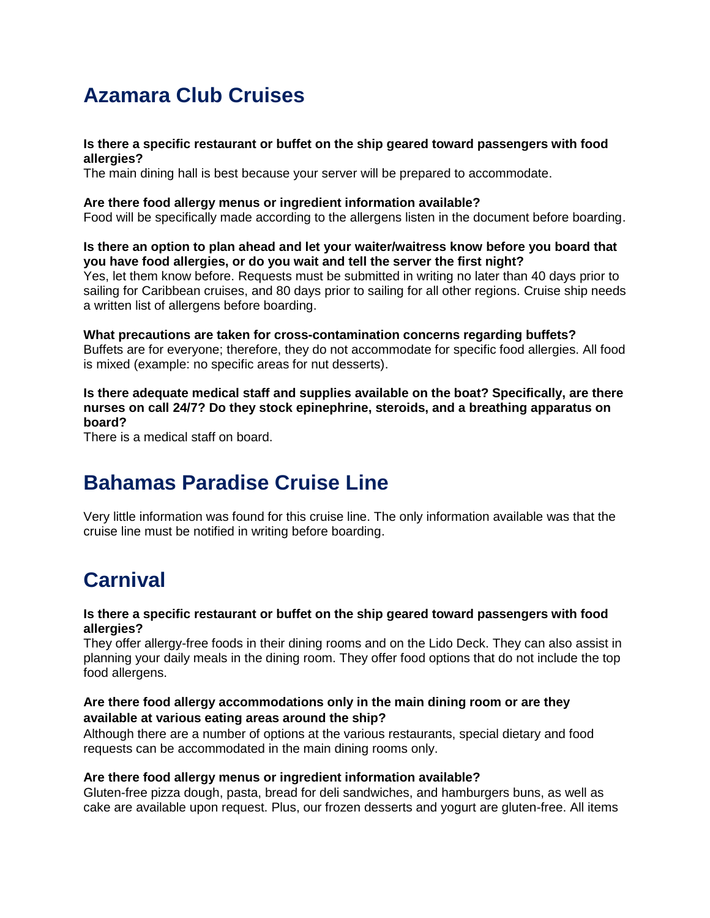# Azamara Club Cruises

**Is there a specific restaurant or buffet on the ship geared toward passengers with food allergies?**
The main dining hall is best because your server will be prepared to accommodate.

**Are there food allergy menus or ingredient information available?**
Food will be specifically made according to the allergens listen in the document before boarding.

**Is there an option to plan ahead and let your waiter/waitress know before you board that you have food allergies, or do you wait and tell the server the first night?**
Yes, let them know before. Requests must be submitted in writing no later than 40 days prior to sailing for Caribbean cruises, and 80 days prior to sailing for all other regions. Cruise ship needs a written list of allergens before boarding.

**What precautions are taken for cross-contamination concerns regarding buffets?**
Buffets are for everyone; therefore, they do not accommodate for specific food allergies. All food is mixed (example: no specific areas for nut desserts).

**Is there adequate medical staff and supplies available on the boat? Specifically, are there nurses on call 24/7? Do they stock epinephrine, steroids, and a breathing apparatus on board?**
There is a medical staff on board.

# Bahamas Paradise Cruise Line

Very little information was found for this cruise line. The only information available was that the cruise line must be notified in writing before boarding.

# Carnival

**Is there a specific restaurant or buffet on the ship geared toward passengers with food allergies?**
They offer allergy-free foods in their dining rooms and on the Lido Deck. They can also assist in planning your daily meals in the dining room. They offer food options that do not include the top food allergens.

**Are there food allergy accommodations only in the main dining room or are they available at various eating areas around the ship?**
Although there are a number of options at the various restaurants, special dietary and food requests can be accommodated in the main dining rooms only.

**Are there food allergy menus or ingredient information available?**
Gluten-free pizza dough, pasta, bread for deli sandwiches, and hamburgers buns, as well as cake are available upon request. Plus, our frozen desserts and yogurt are gluten-free. All items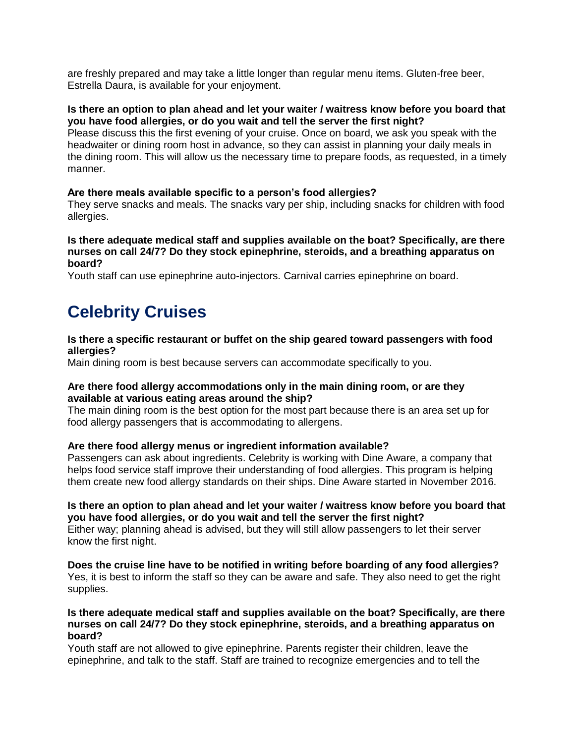are freshly prepared and may take a little longer than regular menu items. Gluten-free beer, Estrella Daura, is available for your enjoyment.

**Is there an option to plan ahead and let your waiter / waitress know before you board that you have food allergies, or do you wait and tell the server the first night?**
Please discuss this the first evening of your cruise. Once on board, we ask you speak with the headwaiter or dining room host in advance, so they can assist in planning your daily meals in the dining room. This will allow us the necessary time to prepare foods, as requested, in a timely manner.

**Are there meals available specific to a person's food allergies?**
They serve snacks and meals. The snacks vary per ship, including snacks for children with food allergies.

**Is there adequate medical staff and supplies available on the boat? Specifically, are there nurses on call 24/7? Do they stock epinephrine, steroids, and a breathing apparatus on board?**
Youth staff can use epinephrine auto-injectors. Carnival carries epinephrine on board.

## Celebrity Cruises

**Is there a specific restaurant or buffet on the ship geared toward passengers with food allergies?**
Main dining room is best because servers can accommodate specifically to you.

**Are there food allergy accommodations only in the main dining room, or are they available at various eating areas around the ship?**
The main dining room is the best option for the most part because there is an area set up for food allergy passengers that is accommodating to allergens.

**Are there food allergy menus or ingredient information available?**
Passengers can ask about ingredients. Celebrity is working with Dine Aware, a company that helps food service staff improve their understanding of food allergies. This program is helping them create new food allergy standards on their ships. Dine Aware started in November 2016.

**Is there an option to plan ahead and let your waiter / waitress know before you board that you have food allergies, or do you wait and tell the server the first night?**
Either way; planning ahead is advised, but they will still allow passengers to let their server know the first night.

**Does the cruise line have to be notified in writing before boarding of any food allergies?**
Yes, it is best to inform the staff so they can be aware and safe. They also need to get the right supplies.

**Is there adequate medical staff and supplies available on the boat? Specifically, are there nurses on call 24/7? Do they stock epinephrine, steroids, and a breathing apparatus on board?**
Youth staff are not allowed to give epinephrine. Parents register their children, leave the epinephrine, and talk to the staff. Staff are trained to recognize emergencies and to tell the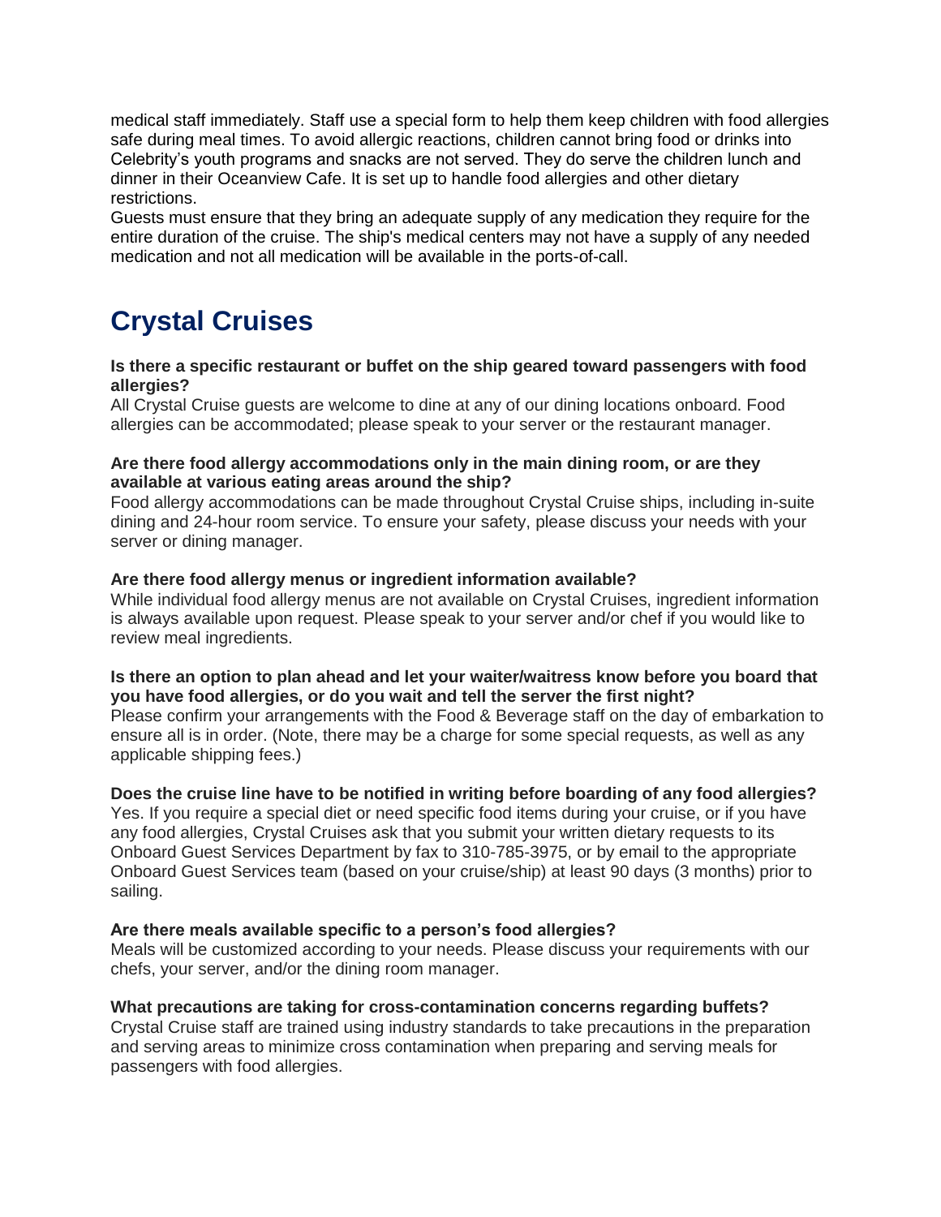medical staff immediately. Staff use a special form to help them keep children with food allergies safe during meal times. To avoid allergic reactions, children cannot bring food or drinks into Celebrity's youth programs and snacks are not served. They do serve the children lunch and dinner in their Oceanview Cafe. It is set up to handle food allergies and other dietary restrictions.

Guests must ensure that they bring an adequate supply of any medication they require for the entire duration of the cruise. The ship's medical centers may not have a supply of any needed medication and not all medication will be available in the ports-of-call.

## Crystal Cruises

**Is there a specific restaurant or buffet on the ship geared toward passengers with food allergies?**

All Crystal Cruise guests are welcome to dine at any of our dining locations onboard. Food allergies can be accommodated; please speak to your server or the restaurant manager.

**Are there food allergy accommodations only in the main dining room, or are they available at various eating areas around the ship?**

Food allergy accommodations can be made throughout Crystal Cruise ships, including in-suite dining and 24-hour room service. To ensure your safety, please discuss your needs with your server or dining manager.

**Are there food allergy menus or ingredient information available?**

While individual food allergy menus are not available on Crystal Cruises, ingredient information is always available upon request. Please speak to your server and/or chef if you would like to review meal ingredients.

**Is there an option to plan ahead and let your waiter/waitress know before you board that you have food allergies, or do you wait and tell the server the first night?**

Please confirm your arrangements with the Food & Beverage staff on the day of embarkation to ensure all is in order. (Note, there may be a charge for some special requests, as well as any applicable shipping fees.)

**Does the cruise line have to be notified in writing before boarding of any food allergies?**

Yes. If you require a special diet or need specific food items during your cruise, or if you have any food allergies, Crystal Cruises ask that you submit your written dietary requests to its Onboard Guest Services Department by fax to 310-785-3975, or by email to the appropriate Onboard Guest Services team (based on your cruise/ship) at least 90 days (3 months) prior to sailing.

**Are there meals available specific to a person's food allergies?**

Meals will be customized according to your needs. Please discuss your requirements with our chefs, your server, and/or the dining room manager.

**What precautions are taking for cross-contamination concerns regarding buffets?**

Crystal Cruise staff are trained using industry standards to take precautions in the preparation and serving areas to minimize cross contamination when preparing and serving meals for passengers with food allergies.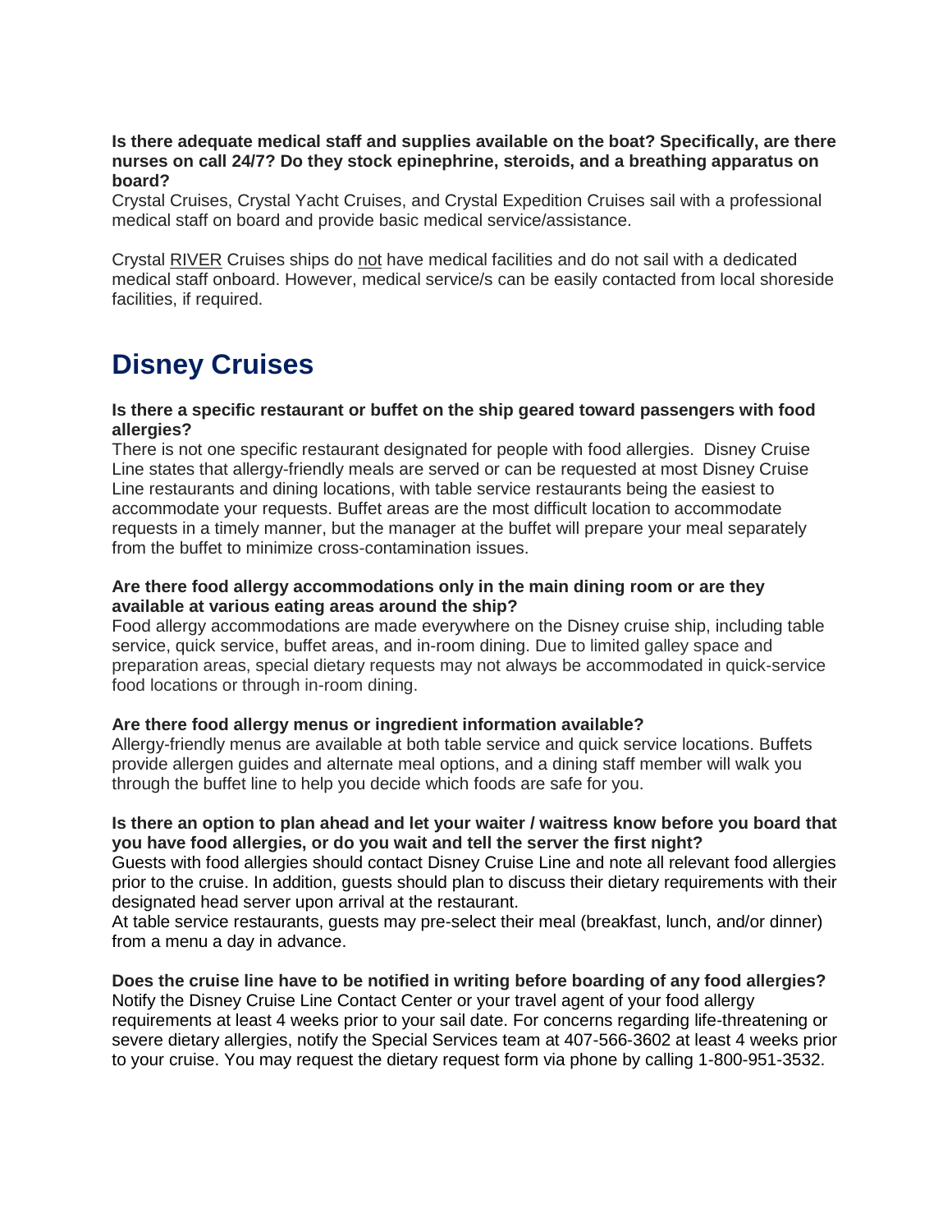**Is there adequate medical staff and supplies available on the boat? Specifically, are there nurses on call 24/7? Do they stock epinephrine, steroids, and a breathing apparatus on board?**
Crystal Cruises, Crystal Yacht Cruises, and Crystal Expedition Cruises sail with a professional medical staff on board and provide basic medical service/assistance.

Crystal RIVER Cruises ships do not have medical facilities and do not sail with a dedicated medical staff onboard. However, medical service/s can be easily contacted from local shoreside facilities, if required.

# Disney Cruises

**Is there a specific restaurant or buffet on the ship geared toward passengers with food allergies?**
There is not one specific restaurant designated for people with food allergies. Disney Cruise Line states that allergy-friendly meals are served or can be requested at most Disney Cruise Line restaurants and dining locations, with table service restaurants being the easiest to accommodate your requests. Buffet areas are the most difficult location to accommodate requests in a timely manner, but the manager at the buffet will prepare your meal separately from the buffet to minimize cross-contamination issues.

**Are there food allergy accommodations only in the main dining room or are they available at various eating areas around the ship?**
Food allergy accommodations are made everywhere on the Disney cruise ship, including table service, quick service, buffet areas, and in-room dining. Due to limited galley space and preparation areas, special dietary requests may not always be accommodated in quick-service food locations or through in-room dining.

**Are there food allergy menus or ingredient information available?**
Allergy-friendly menus are available at both table service and quick service locations. Buffets provide allergen guides and alternate meal options, and a dining staff member will walk you through the buffet line to help you decide which foods are safe for you.

**Is there an option to plan ahead and let your waiter / waitress know before you board that you have food allergies, or do you wait and tell the server the first night?**
Guests with food allergies should contact Disney Cruise Line and note all relevant food allergies prior to the cruise. In addition, guests should plan to discuss their dietary requirements with their designated head server upon arrival at the restaurant.
At table service restaurants, guests may pre-select their meal (breakfast, lunch, and/or dinner) from a menu a day in advance.

**Does the cruise line have to be notified in writing before boarding of any food allergies?**
Notify the Disney Cruise Line Contact Center or your travel agent of your food allergy requirements at least 4 weeks prior to your sail date. For concerns regarding life-threatening or severe dietary allergies, notify the Special Services team at 407-566-3602 at least 4 weeks prior to your cruise. You may request the dietary request form via phone by calling 1-800-951-3532.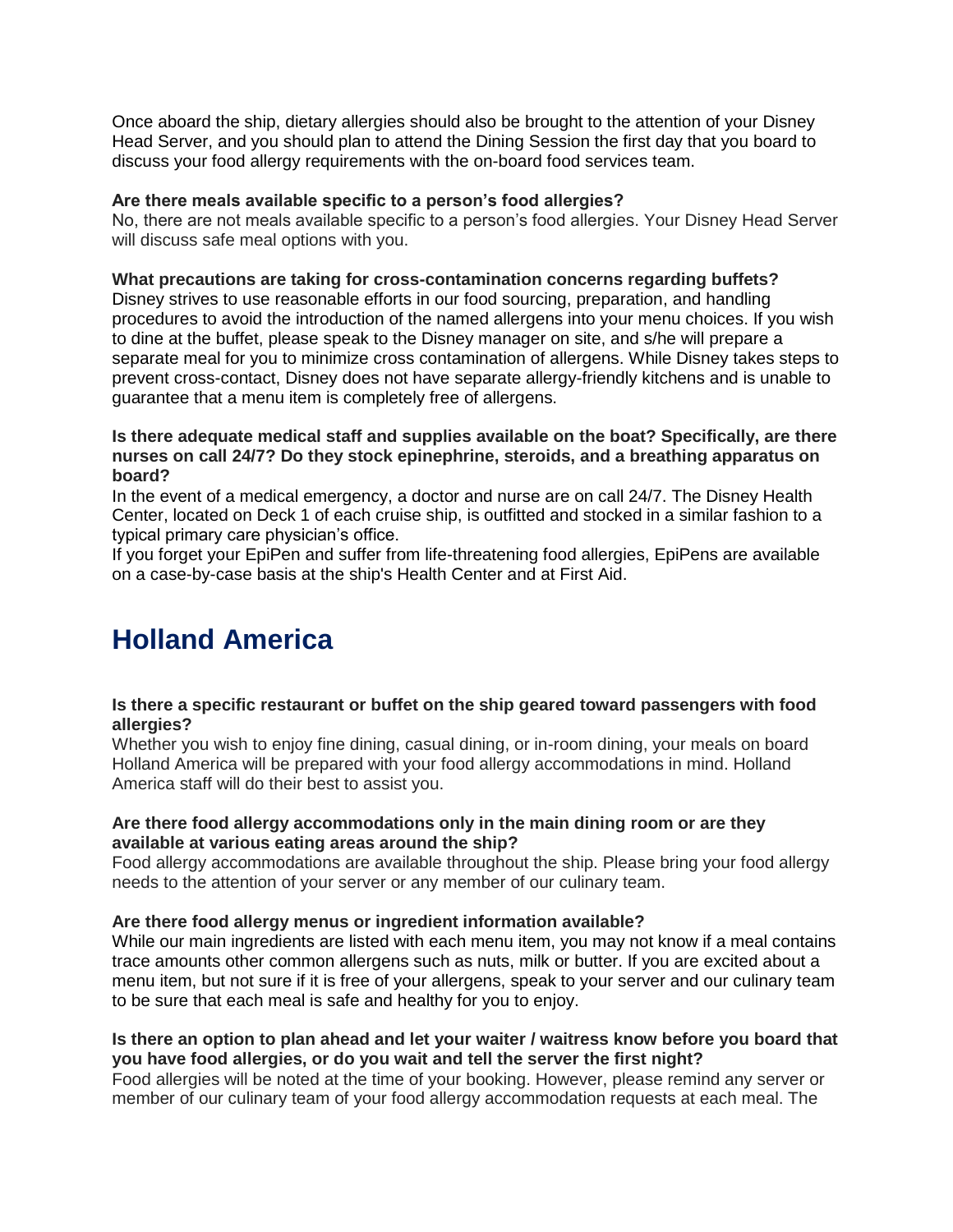Once aboard the ship, dietary allergies should also be brought to the attention of your Disney Head Server, and you should plan to attend the Dining Session the first day that you board to discuss your food allergy requirements with the on-board food services team.

**Are there meals available specific to a person's food allergies?**
No, there are not meals available specific to a person's food allergies. Your Disney Head Server will discuss safe meal options with you.

**What precautions are taking for cross-contamination concerns regarding buffets?**
Disney strives to use reasonable efforts in our food sourcing, preparation, and handling procedures to avoid the introduction of the named allergens into your menu choices. If you wish to dine at the buffet, please speak to the Disney manager on site, and s/he will prepare a separate meal for you to minimize cross contamination of allergens. While Disney takes steps to prevent cross-contact, Disney does not have separate allergy-friendly kitchens and is unable to guarantee that a menu item is completely free of allergens.

**Is there adequate medical staff and supplies available on the boat? Specifically, are there nurses on call 24/7? Do they stock epinephrine, steroids, and a breathing apparatus on board?**
In the event of a medical emergency, a doctor and nurse are on call 24/7. The Disney Health Center, located on Deck 1 of each cruise ship, is outfitted and stocked in a similar fashion to a typical primary care physician's office.
If you forget your EpiPen and suffer from life-threatening food allergies, EpiPens are available on a case-by-case basis at the ship's Health Center and at First Aid.

## Holland America

**Is there a specific restaurant or buffet on the ship geared toward passengers with food allergies?**
Whether you wish to enjoy fine dining, casual dining, or in-room dining, your meals on board Holland America will be prepared with your food allergy accommodations in mind. Holland America staff will do their best to assist you.

**Are there food allergy accommodations only in the main dining room or are they available at various eating areas around the ship?**
Food allergy accommodations are available throughout the ship. Please bring your food allergy needs to the attention of your server or any member of our culinary team.

**Are there food allergy menus or ingredient information available?**
While our main ingredients are listed with each menu item, you may not know if a meal contains trace amounts other common allergens such as nuts, milk or butter. If you are excited about a menu item, but not sure if it is free of your allergens, speak to your server and our culinary team to be sure that each meal is safe and healthy for you to enjoy.

**Is there an option to plan ahead and let your waiter / waitress know before you board that you have food allergies, or do you wait and tell the server the first night?**
Food allergies will be noted at the time of your booking. However, please remind any server or member of our culinary team of your food allergy accommodation requests at each meal. The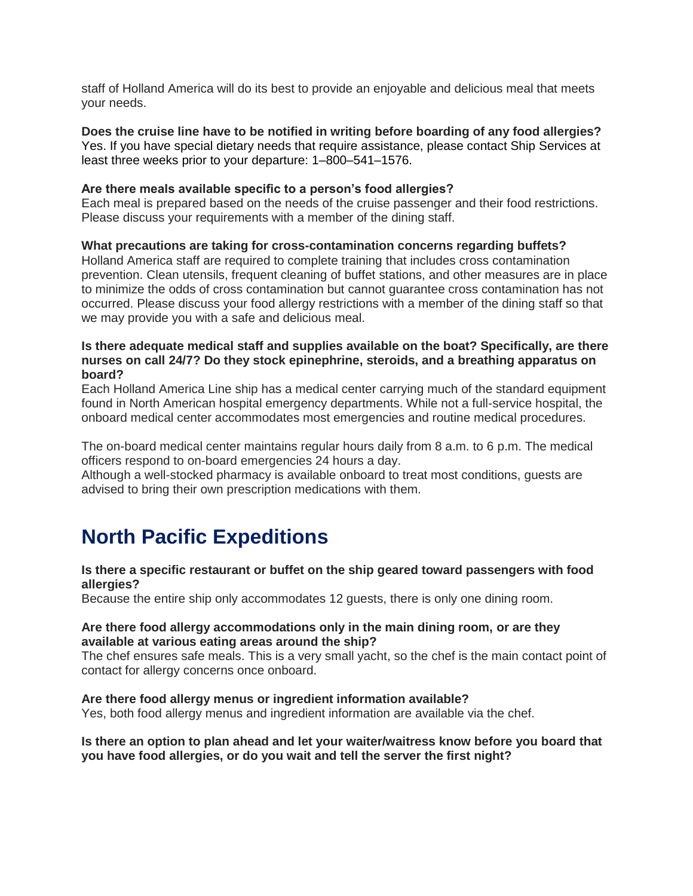staff of Holland America will do its best to provide an enjoyable and delicious meal that meets your needs.

**Does the cruise line have to be notified in writing before boarding of any food allergies?**
Yes. If you have special dietary needs that require assistance, please contact Ship Services at least three weeks prior to your departure: 1–800–541–1576.

**Are there meals available specific to a person's food allergies?**
Each meal is prepared based on the needs of the cruise passenger and their food restrictions. Please discuss your requirements with a member of the dining staff.

**What precautions are taking for cross-contamination concerns regarding buffets?**
Holland America staff are required to complete training that includes cross contamination prevention. Clean utensils, frequent cleaning of buffet stations, and other measures are in place to minimize the odds of cross contamination but cannot guarantee cross contamination has not occurred. Please discuss your food allergy restrictions with a member of the dining staff so that we may provide you with a safe and delicious meal.

**Is there adequate medical staff and supplies available on the boat? Specifically, are there nurses on call 24/7? Do they stock epinephrine, steroids, and a breathing apparatus on board?**
Each Holland America Line ship has a medical center carrying much of the standard equipment found in North American hospital emergency departments. While not a full-service hospital, the onboard medical center accommodates most emergencies and routine medical procedures.

The on-board medical center maintains regular hours daily from 8 a.m. to 6 p.m. The medical officers respond to on-board emergencies 24 hours a day.
Although a well-stocked pharmacy is available onboard to treat most conditions, guests are advised to bring their own prescription medications with them.

## North Pacific Expeditions

**Is there a specific restaurant or buffet on the ship geared toward passengers with food allergies?**
Because the entire ship only accommodates 12 guests, there is only one dining room.

**Are there food allergy accommodations only in the main dining room, or are they available at various eating areas around the ship?**
The chef ensures safe meals. This is a very small yacht, so the chef is the main contact point of contact for allergy concerns once onboard.

**Are there food allergy menus or ingredient information available?**
Yes, both food allergy menus and ingredient information are available via the chef.

**Is there an option to plan ahead and let your waiter/waitress know before you board that you have food allergies, or do you wait and tell the server the first night?**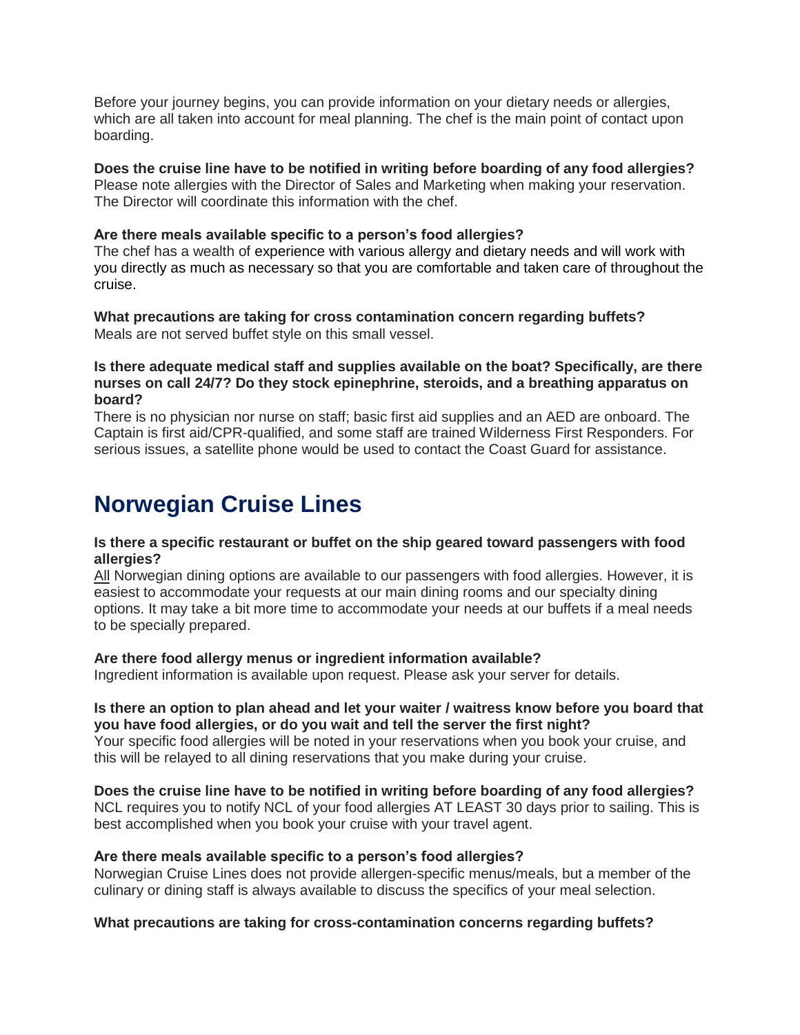Before your journey begins, you can provide information on your dietary needs or allergies, which are all taken into account for meal planning. The chef is the main point of contact upon boarding.

**Does the cruise line have to be notified in writing before boarding of any food allergies?**
Please note allergies with the Director of Sales and Marketing when making your reservation. The Director will coordinate this information with the chef.

**Are there meals available specific to a person's food allergies?**
The chef has a wealth of experience with various allergy and dietary needs and will work with you directly as much as necessary so that you are comfortable and taken care of throughout the cruise.

**What precautions are taking for cross contamination concern regarding buffets?**
Meals are not served buffet style on this small vessel.

**Is there adequate medical staff and supplies available on the boat? Specifically, are there nurses on call 24/7? Do they stock epinephrine, steroids, and a breathing apparatus on board?**
There is no physician nor nurse on staff; basic first aid supplies and an AED are onboard. The Captain is first aid/CPR-qualified, and some staff are trained Wilderness First Responders. For serious issues, a satellite phone would be used to contact the Coast Guard for assistance.

## Norwegian Cruise Lines

**Is there a specific restaurant or buffet on the ship geared toward passengers with food allergies?**
<u>All</u> Norwegian dining options are available to our passengers with food allergies. However, it is easiest to accommodate your requests at our main dining rooms and our specialty dining options. It may take a bit more time to accommodate your needs at our buffets if a meal needs to be specially prepared.

**Are there food allergy menus or ingredient information available?**
Ingredient information is available upon request. Please ask your server for details.

**Is there an option to plan ahead and let your waiter / waitress know before you board that you have food allergies, or do you wait and tell the server the first night?**
Your specific food allergies will be noted in your reservations when you book your cruise, and this will be relayed to all dining reservations that you make during your cruise.

**Does the cruise line have to be notified in writing before boarding of any food allergies?**
NCL requires you to notify NCL of your food allergies AT LEAST 30 days prior to sailing. This is best accomplished when you book your cruise with your travel agent.

**Are there meals available specific to a person's food allergies?**
Norwegian Cruise Lines does not provide allergen-specific menus/meals, but a member of the culinary or dining staff is always available to discuss the specifics of your meal selection.

**What precautions are taking for cross-contamination concerns regarding buffets?**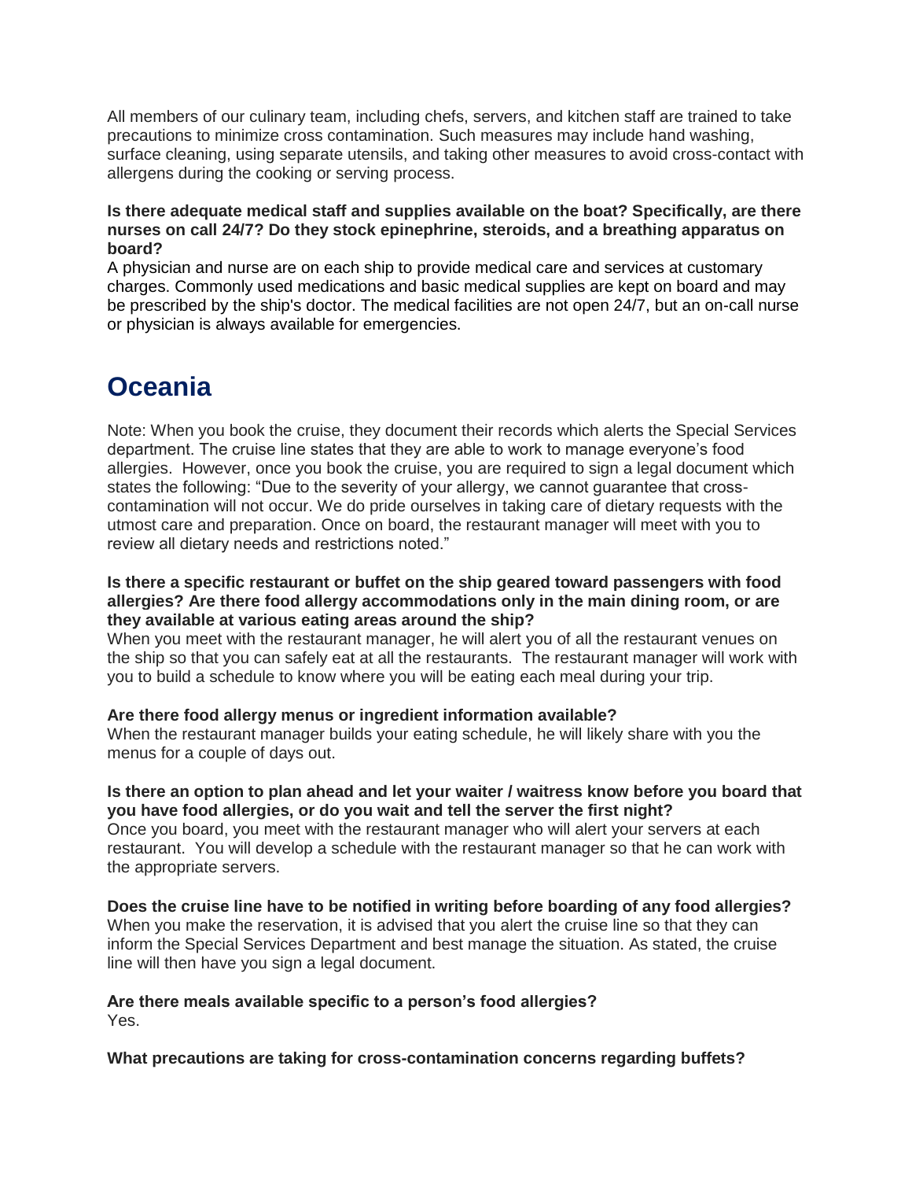All members of our culinary team, including chefs, servers, and kitchen staff are trained to take precautions to minimize cross contamination. Such measures may include hand washing, surface cleaning, using separate utensils, and taking other measures to avoid cross-contact with allergens during the cooking or serving process.

**Is there adequate medical staff and supplies available on the boat? Specifically, are there nurses on call 24/7? Do they stock epinephrine, steroids, and a breathing apparatus on board?**
A physician and nurse are on each ship to provide medical care and services at customary charges. Commonly used medications and basic medical supplies are kept on board and may be prescribed by the ship's doctor. The medical facilities are not open 24/7, but an on-call nurse or physician is always available for emergencies.

## Oceania

Note: When you book the cruise, they document their records which alerts the Special Services department. The cruise line states that they are able to work to manage everyone's food allergies. However, once you book the cruise, you are required to sign a legal document which states the following: "Due to the severity of your allergy, we cannot guarantee that cross-contamination will not occur. We do pride ourselves in taking care of dietary requests with the utmost care and preparation. Once on board, the restaurant manager will meet with you to review all dietary needs and restrictions noted."

**Is there a specific restaurant or buffet on the ship geared toward passengers with food allergies? Are there food allergy accommodations only in the main dining room, or are they available at various eating areas around the ship?**
When you meet with the restaurant manager, he will alert you of all the restaurant venues on the ship so that you can safely eat at all the restaurants. The restaurant manager will work with you to build a schedule to know where you will be eating each meal during your trip.

**Are there food allergy menus or ingredient information available?**
When the restaurant manager builds your eating schedule, he will likely share with you the menus for a couple of days out.

**Is there an option to plan ahead and let your waiter / waitress know before you board that you have food allergies, or do you wait and tell the server the first night?**
Once you board, you meet with the restaurant manager who will alert your servers at each restaurant. You will develop a schedule with the restaurant manager so that he can work with the appropriate servers.

**Does the cruise line have to be notified in writing before boarding of any food allergies?**
When you make the reservation, it is advised that you alert the cruise line so that they can inform the Special Services Department and best manage the situation. As stated, the cruise line will then have you sign a legal document.

**Are there meals available specific to a person's food allergies?**
Yes.

**What precautions are taking for cross-contamination concerns regarding buffets?**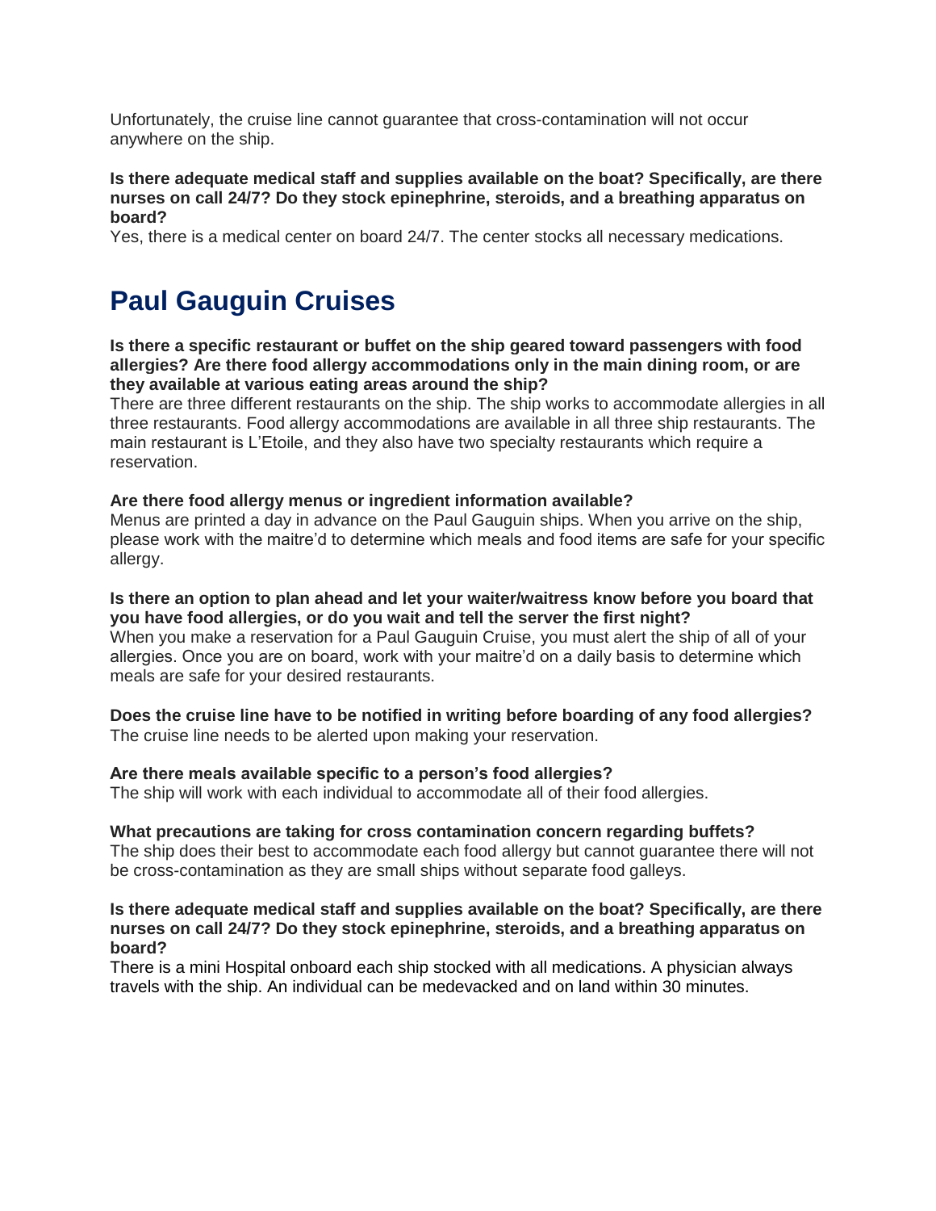Unfortunately, the cruise line cannot guarantee that cross-contamination will not occur anywhere on the ship.

**Is there adequate medical staff and supplies available on the boat? Specifically, are there nurses on call 24/7? Do they stock epinephrine, steroids, and a breathing apparatus on board?**
Yes, there is a medical center on board 24/7. The center stocks all necessary medications.

## Paul Gauguin Cruises

**Is there a specific restaurant or buffet on the ship geared toward passengers with food allergies? Are there food allergy accommodations only in the main dining room, or are they available at various eating areas around the ship?**
There are three different restaurants on the ship. The ship works to accommodate allergies in all three restaurants. Food allergy accommodations are available in all three ship restaurants. The main restaurant is L'Etoile, and they also have two specialty restaurants which require a reservation.

**Are there food allergy menus or ingredient information available?**
Menus are printed a day in advance on the Paul Gauguin ships. When you arrive on the ship, please work with the maitre'd to determine which meals and food items are safe for your specific allergy.

**Is there an option to plan ahead and let your waiter/waitress know before you board that you have food allergies, or do you wait and tell the server the first night?**
When you make a reservation for a Paul Gauguin Cruise, you must alert the ship of all of your allergies. Once you are on board, work with your maitre'd on a daily basis to determine which meals are safe for your desired restaurants.

**Does the cruise line have to be notified in writing before boarding of any food allergies?**
The cruise line needs to be alerted upon making your reservation.

**Are there meals available specific to a person's food allergies?**
The ship will work with each individual to accommodate all of their food allergies.

**What precautions are taking for cross contamination concern regarding buffets?**
The ship does their best to accommodate each food allergy but cannot guarantee there will not be cross-contamination as they are small ships without separate food galleys.

**Is there adequate medical staff and supplies available on the boat? Specifically, are there nurses on call 24/7? Do they stock epinephrine, steroids, and a breathing apparatus on board?**
There is a mini Hospital onboard each ship stocked with all medications. A physician always travels with the ship. An individual can be medevacked and on land within 30 minutes.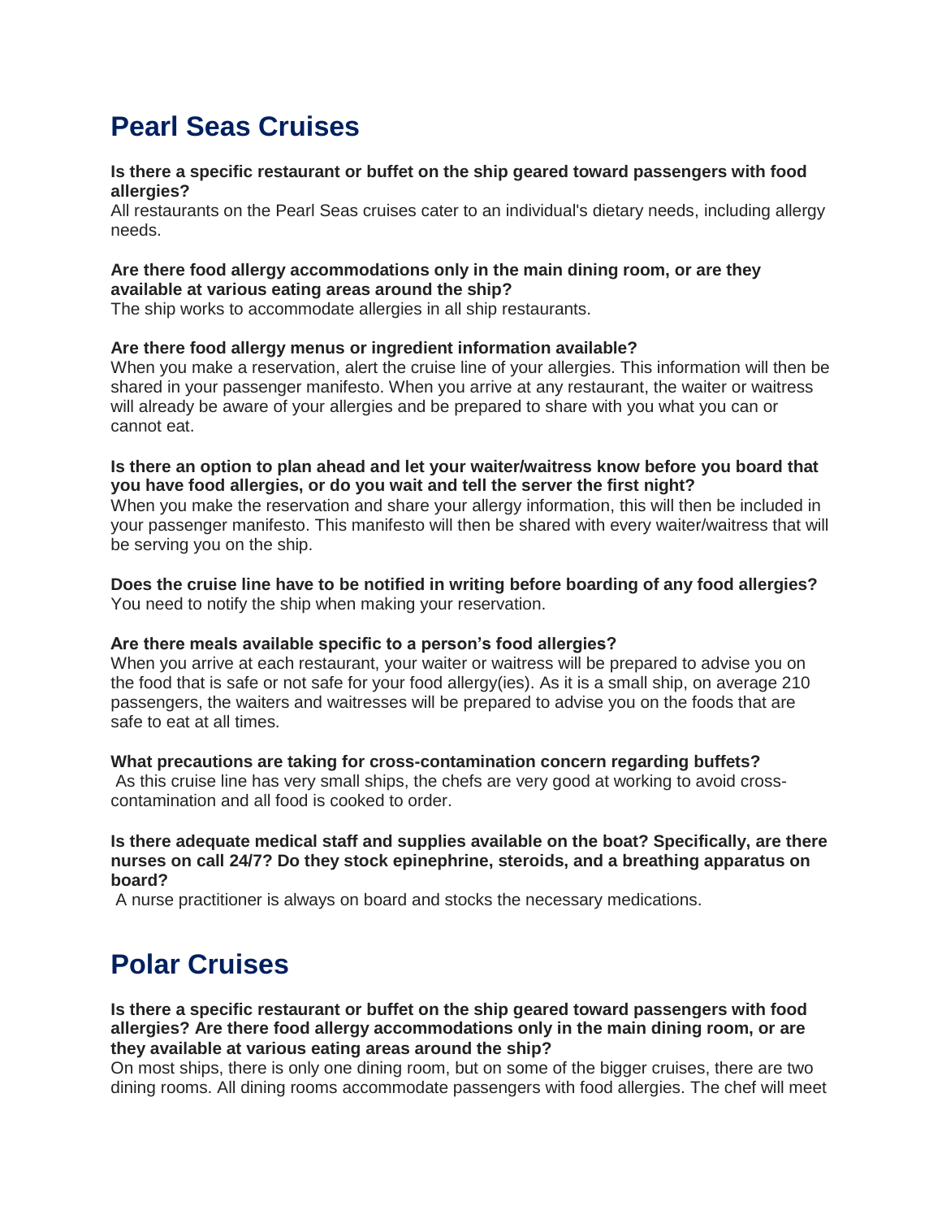# Pearl Seas Cruises

**Is there a specific restaurant or buffet on the ship geared toward passengers with food allergies?**
All restaurants on the Pearl Seas cruises cater to an individual's dietary needs, including allergy needs.

**Are there food allergy accommodations only in the main dining room, or are they available at various eating areas around the ship?**
The ship works to accommodate allergies in all ship restaurants.

**Are there food allergy menus or ingredient information available?**
When you make a reservation, alert the cruise line of your allergies. This information will then be shared in your passenger manifesto. When you arrive at any restaurant, the waiter or waitress will already be aware of your allergies and be prepared to share with you what you can or cannot eat.

**Is there an option to plan ahead and let your waiter/waitress know before you board that you have food allergies, or do you wait and tell the server the first night?**
When you make the reservation and share your allergy information, this will then be included in your passenger manifesto. This manifesto will then be shared with every waiter/waitress that will be serving you on the ship.

**Does the cruise line have to be notified in writing before boarding of any food allergies?**
You need to notify the ship when making your reservation.

**Are there meals available specific to a person's food allergies?**
When you arrive at each restaurant, your waiter or waitress will be prepared to advise you on the food that is safe or not safe for your food allergy(ies). As it is a small ship, on average 210 passengers, the waiters and waitresses will be prepared to advise you on the foods that are safe to eat at all times.

**What precautions are taking for cross-contamination concern regarding buffets?**
As this cruise line has very small ships, the chefs are very good at working to avoid cross-contamination and all food is cooked to order.

**Is there adequate medical staff and supplies available on the boat? Specifically, are there nurses on call 24/7? Do they stock epinephrine, steroids, and a breathing apparatus on board?**
A nurse practitioner is always on board and stocks the necessary medications.

# Polar Cruises

**Is there a specific restaurant or buffet on the ship geared toward passengers with food allergies? Are there food allergy accommodations only in the main dining room, or are they available at various eating areas around the ship?**
On most ships, there is only one dining room, but on some of the bigger cruises, there are two dining rooms. All dining rooms accommodate passengers with food allergies. The chef will meet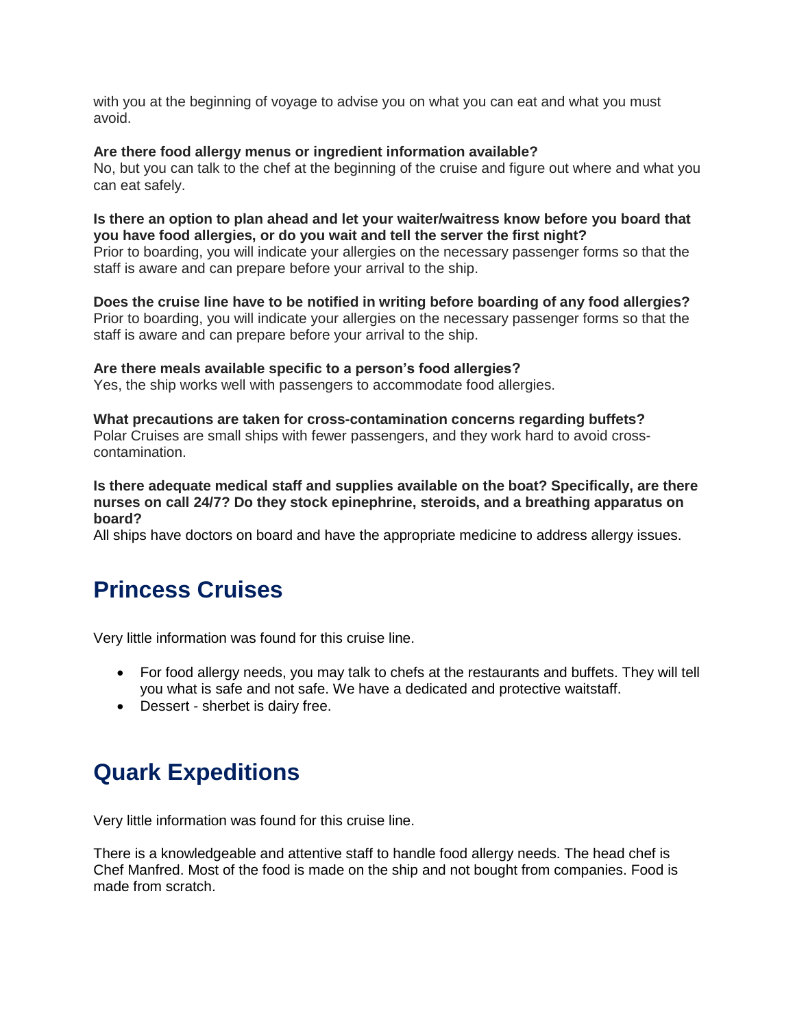with you at the beginning of voyage to advise you on what you can eat and what you must avoid.

**Are there food allergy menus or ingredient information available?**
No, but you can talk to the chef at the beginning of the cruise and figure out where and what you can eat safely.

**Is there an option to plan ahead and let your waiter/waitress know before you board that you have food allergies, or do you wait and tell the server the first night?**
Prior to boarding, you will indicate your allergies on the necessary passenger forms so that the staff is aware and can prepare before your arrival to the ship.

**Does the cruise line have to be notified in writing before boarding of any food allergies?**
Prior to boarding, you will indicate your allergies on the necessary passenger forms so that the staff is aware and can prepare before your arrival to the ship.

**Are there meals available specific to a person's food allergies?**
Yes, the ship works well with passengers to accommodate food allergies.

**What precautions are taken for cross-contamination concerns regarding buffets?**
Polar Cruises are small ships with fewer passengers, and they work hard to avoid cross-contamination.

**Is there adequate medical staff and supplies available on the boat? Specifically, are there nurses on call 24/7? Do they stock epinephrine, steroids, and a breathing apparatus on board?**
All ships have doctors on board and have the appropriate medicine to address allergy issues.

# Princess Cruises

Very little information was found for this cruise line.

- For food allergy needs, you may talk to chefs at the restaurants and buffets. They will tell you what is safe and not safe. We have a dedicated and protective waitstaff.
- Dessert - sherbet is dairy free.

# Quark Expeditions

Very little information was found for this cruise line.

There is a knowledgeable and attentive staff to handle food allergy needs. The head chef is Chef Manfred. Most of the food is made on the ship and not bought from companies. Food is made from scratch.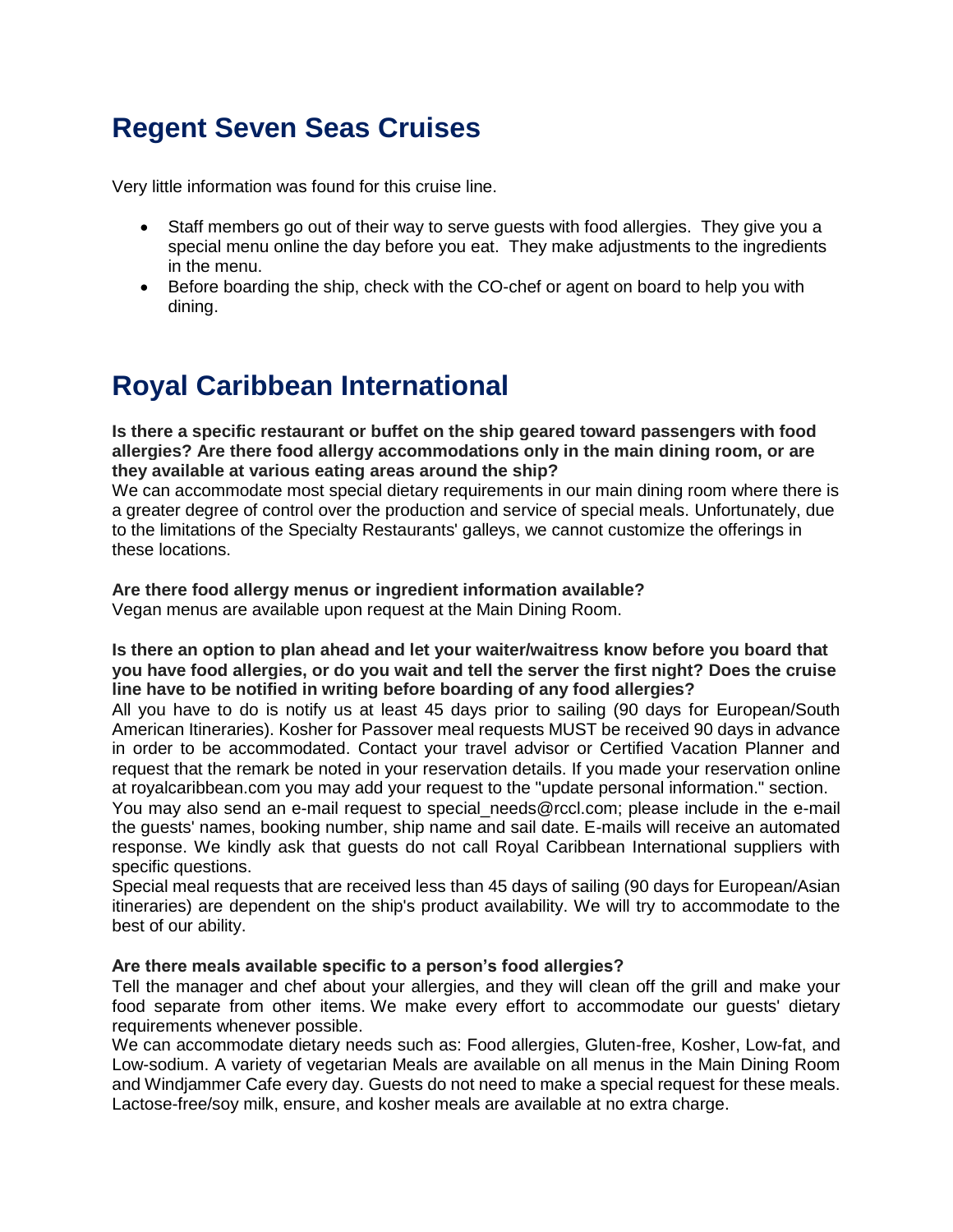# Regent Seven Seas Cruises

Very little information was found for this cruise line.

- Staff members go out of their way to serve guests with food allergies. They give you a special menu online the day before you eat. They make adjustments to the ingredients in the menu.
- Before boarding the ship, check with the CO-chef or agent on board to help you with dining.

# Royal Caribbean International

**Is there a specific restaurant or buffet on the ship geared toward passengers with food allergies? Are there food allergy accommodations only in the main dining room, or are they available at various eating areas around the ship?**
We can accommodate most special dietary requirements in our main dining room where there is a greater degree of control over the production and service of special meals. Unfortunately, due to the limitations of the Specialty Restaurants' galleys, we cannot customize the offerings in these locations.

**Are there food allergy menus or ingredient information available?**
Vegan menus are available upon request at the Main Dining Room.

**Is there an option to plan ahead and let your waiter/waitress know before you board that you have food allergies, or do you wait and tell the server the first night? Does the cruise line have to be notified in writing before boarding of any food allergies?**
All you have to do is notify us at least 45 days prior to sailing (90 days for European/South American Itineraries). Kosher for Passover meal requests MUST be received 90 days in advance in order to be accommodated. Contact your travel advisor or Certified Vacation Planner and request that the remark be noted in your reservation details. If you made your reservation online at royalcaribbean.com you may add your request to the "update personal information." section.
You may also send an e-mail request to special_needs@rccl.com; please include in the e-mail the guests' names, booking number, ship name and sail date. E-mails will receive an automated response. We kindly ask that guests do not call Royal Caribbean International suppliers with specific questions.
Special meal requests that are received less than 45 days of sailing (90 days for European/Asian itineraries) are dependent on the ship's product availability. We will try to accommodate to the best of our ability.

**Are there meals available specific to a person's food allergies?**
Tell the manager and chef about your allergies, and they will clean off the grill and make your food separate from other items. We make every effort to accommodate our guests' dietary requirements whenever possible.
We can accommodate dietary needs such as: Food allergies, Gluten-free, Kosher, Low-fat, and Low-sodium. A variety of vegetarian Meals are available on all menus in the Main Dining Room and Windjammer Cafe every day. Guests do not need to make a special request for these meals. Lactose-free/soy milk, ensure, and kosher meals are available at no extra charge.